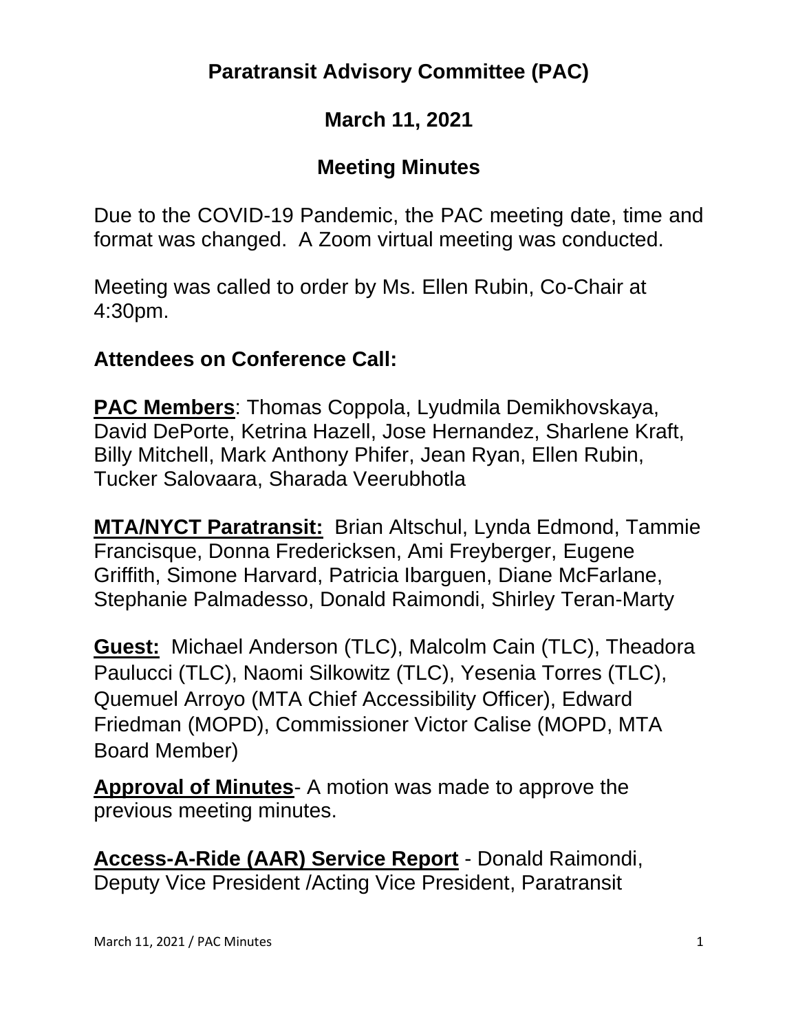# Paratransit Advisory Committee (PAC)

## March 11, 2021

## Meeting Minutes

Due to the COVID-19 Pandemic, the PAC meeting date, time and format was changed. A Zoom virtual meeting was conducted.

Meeting was called to order by Ms. Ellen Rubin, Co-Chair at 4:30pm.

### Attendees on Conference Call:

**PAC Members**: Thomas Coppola, Lyudmila Demikhovskaya, David DePorte, Ketrina Hazell, Jose Hernandez, Sharlene Kraft, Billy Mitchell, Mark Anthony Phifer, Jean Ryan, Ellen Rubin, Tucker Salovaara, Sharada Veerubhotla

**MTA/NYCT Paratransit:** Brian Altschul, Lynda Edmond, Tammie Francisque, Donna Fredericksen, Ami Freyberger, Eugene Griffith, Simone Harvard, Patricia Ibarguen, Diane McFarlane, Stephanie Palmadesso, Donald Raimondi, Shirley Teran-Marty

**Guest:** Michael Anderson (TLC), Malcolm Cain (TLC), Theadora Paulucci (TLC), Naomi Silkowitz (TLC), Yesenia Torres (TLC), Quemuel Arroyo (MTA Chief Accessibility Officer), Edward Friedman (MOPD), Commissioner Victor Calise (MOPD, MTA Board Member)

**Approval of Minutes**- A motion was made to approve the previous meeting minutes.

**Access-A-Ride (AAR) Service Report** - Donald Raimondi, Deputy Vice President /Acting Vice President, Paratransit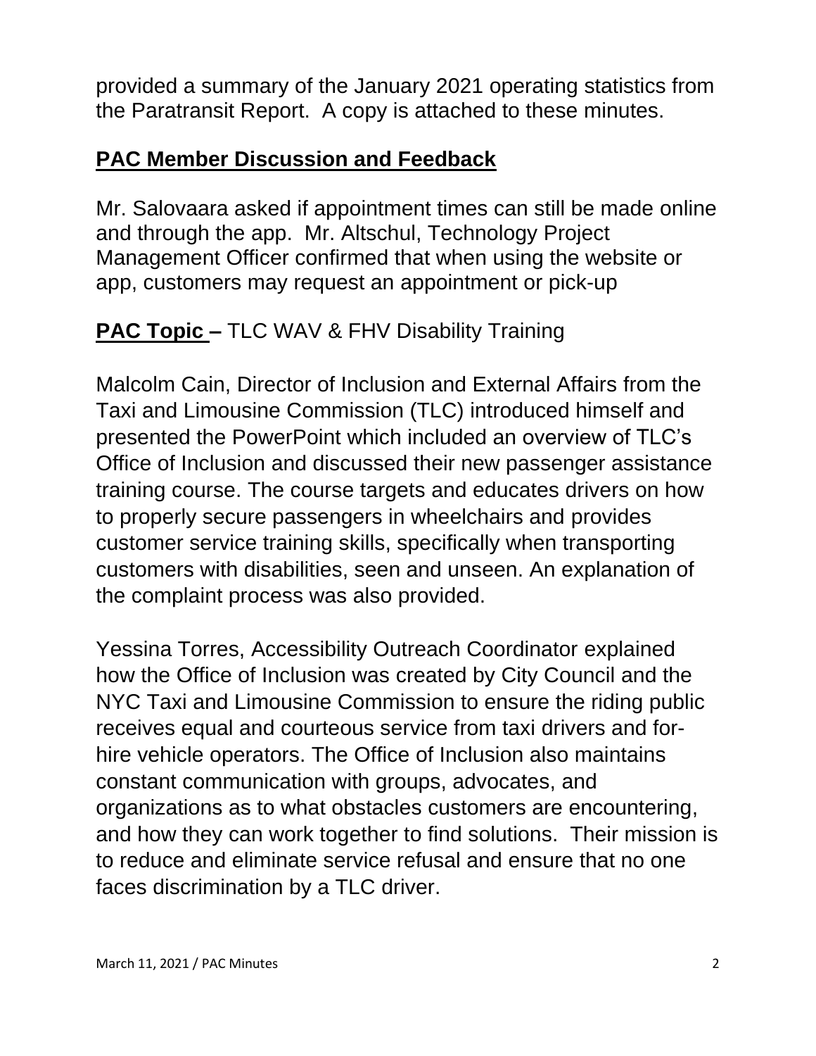provided a summary of the January 2021 operating statistics from the Paratransit Report. A copy is attached to these minutes.

## **<u>PAC Member Discussion and Feedback</u>**

Mr. Salovaara asked if appointment times can still be made online and through the app. Mr. Altschul, Technology Project Management Officer confirmed that when using the website or app, customers may request an appointment or pick-up

## **<u>PAC Topic</u> –** TLC WAV & FHV Disability Training

Malcolm Cain, Director of Inclusion and External Affairs from the Taxi and Limousine Commission (TLC) introduced himself and presented the PowerPoint which included an overview of TLC's Office of Inclusion and discussed their new passenger assistance training course. The course targets and educates drivers on how to properly secure passengers in wheelchairs and provides customer service training skills, specifically when transporting customers with disabilities, seen and unseen. An explanation of the complaint process was also provided.

Yessina Torres, Accessibility Outreach Coordinator explained how the Office of Inclusion was created by City Council and the NYC Taxi and Limousine Commission to ensure the riding public receives equal and courteous service from taxi drivers and for-hire vehicle operators. The Office of Inclusion also maintains constant communication with groups, advocates, and organizations as to what obstacles customers are encountering, and how they can work together to find solutions. Their mission is to reduce and eliminate service refusal and ensure that no one faces discrimination by a TLC driver.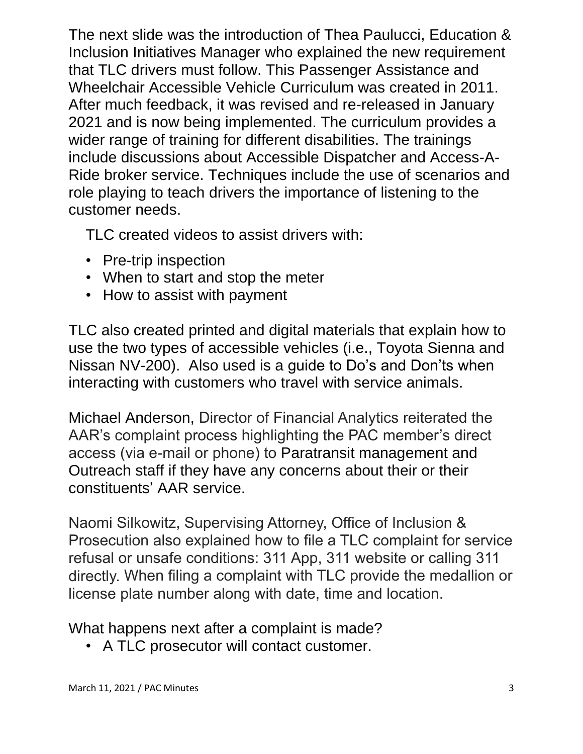The next slide was the introduction of Thea Paulucci, Education & Inclusion Initiatives Manager who explained the new requirement that TLC drivers must follow. This Passenger Assistance and Wheelchair Accessible Vehicle Curriculum was created in 2011. After much feedback, it was revised and re-released in January 2021 and is now being implemented. The curriculum provides a wider range of training for different disabilities. The trainings include discussions about Accessible Dispatcher and Access-A-Ride broker service. Techniques include the use of scenarios and role playing to teach drivers the importance of listening to the customer needs.

TLC created videos to assist drivers with:

- Pre-trip inspection
- When to start and stop the meter
- How to assist with payment

TLC also created printed and digital materials that explain how to use the two types of accessible vehicles (i.e., Toyota Sienna and Nissan NV-200). Also used is a guide to Do's and Don'ts when interacting with customers who travel with service animals.

Michael Anderson, Director of Financial Analytics reiterated the AAR's complaint process highlighting the PAC member's direct access (via e-mail or phone) to Paratransit management and Outreach staff if they have any concerns about their or their constituents' AAR service.

Naomi Silkowitz, Supervising Attorney, Office of Inclusion & Prosecution also explained how to file a TLC complaint for service refusal or unsafe conditions: 311 App, 311 website or calling 311 directly. When filing a complaint with TLC provide the medallion or license plate number along with date, time and location.

What happens next after a complaint is made?

- A TLC prosecutor will contact customer.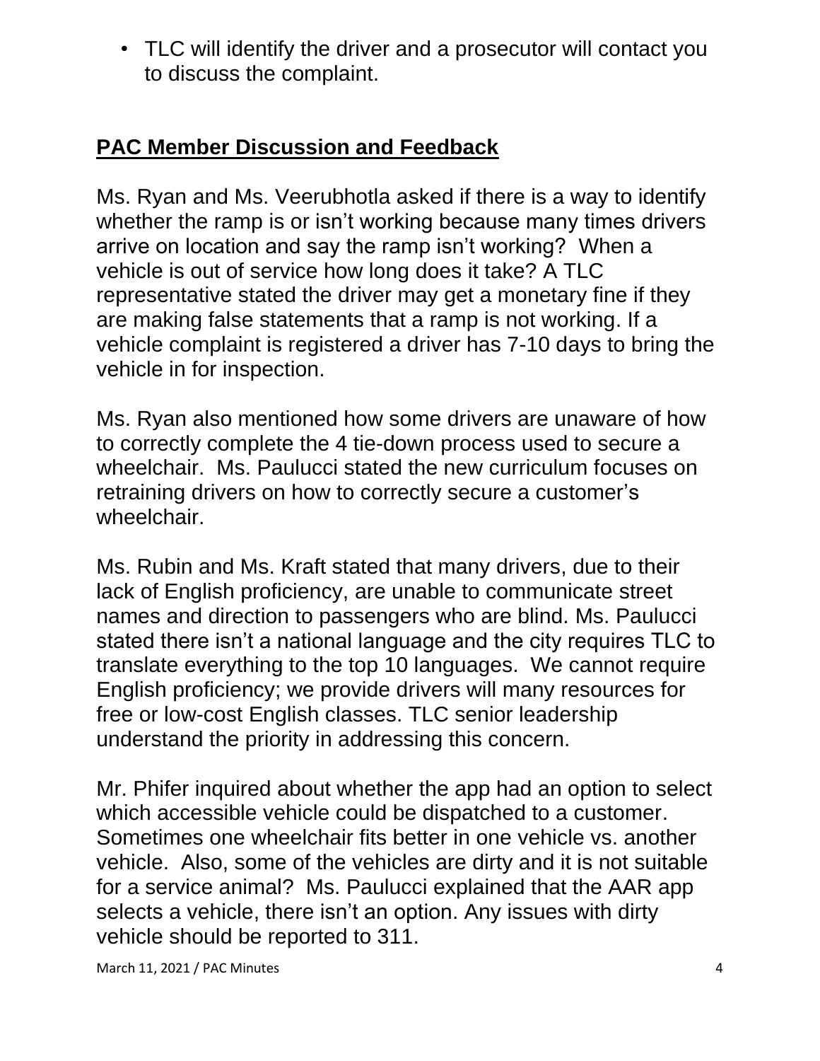- TLC will identify the driver and a prosecutor will contact you to discuss the complaint.

## **PAC Member Discussion and Feedback**

Ms. Ryan and Ms. Veerubhotla asked if there is a way to identify whether the ramp is or isn't working because many times drivers arrive on location and say the ramp isn't working? When a vehicle is out of service how long does it take? A TLC representative stated the driver may get a monetary fine if they are making false statements that a ramp is not working. If a vehicle complaint is registered a driver has 7-10 days to bring the vehicle in for inspection.

Ms. Ryan also mentioned how some drivers are unaware of how to correctly complete the 4 tie-down process used to secure a wheelchair. Ms. Paulucci stated the new curriculum focuses on retraining drivers on how to correctly secure a customer's wheelchair.

Ms. Rubin and Ms. Kraft stated that many drivers, due to their lack of English proficiency, are unable to communicate street names and direction to passengers who are blind. Ms. Paulucci stated there isn't a national language and the city requires TLC to translate everything to the top 10 languages. We cannot require English proficiency; we provide drivers will many resources for free or low-cost English classes. TLC senior leadership understand the priority in addressing this concern.

Mr. Phifer inquired about whether the app had an option to select which accessible vehicle could be dispatched to a customer. Sometimes one wheelchair fits better in one vehicle vs. another vehicle. Also, some of the vehicles are dirty and it is not suitable for a service animal? Ms. Paulucci explained that the AAR app selects a vehicle, there isn't an option. Any issues with dirty vehicle should be reported to 311.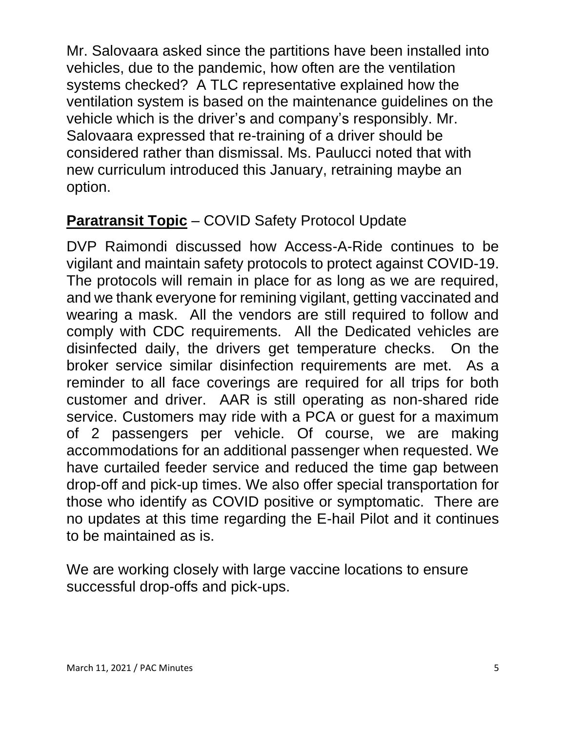Mr. Salovaara asked since the partitions have been installed into vehicles, due to the pandemic, how often are the ventilation systems checked? A TLC representative explained how the ventilation system is based on the maintenance guidelines on the vehicle which is the driver's and company's responsibly. Mr. Salovaara expressed that re-training of a driver should be considered rather than dismissal. Ms. Paulucci noted that with new curriculum introduced this January, retraining maybe an option.

**Paratransit Topic** – COVID Safety Protocol Update

DVP Raimondi discussed how Access-A-Ride continues to be vigilant and maintain safety protocols to protect against COVID-19. The protocols will remain in place for as long as we are required, and we thank everyone for remining vigilant, getting vaccinated and wearing a mask. All the vendors are still required to follow and comply with CDC requirements. All the Dedicated vehicles are disinfected daily, the drivers get temperature checks. On the broker service similar disinfection requirements are met. As a reminder to all face coverings are required for all trips for both customer and driver. AAR is still operating as non-shared ride service. Customers may ride with a PCA or guest for a maximum of 2 passengers per vehicle. Of course, we are making accommodations for an additional passenger when requested. We have curtailed feeder service and reduced the time gap between drop-off and pick-up times. We also offer special transportation for those who identify as COVID positive or symptomatic. There are no updates at this time regarding the E-hail Pilot and it continues to be maintained as is.

We are working closely with large vaccine locations to ensure successful drop-offs and pick-ups.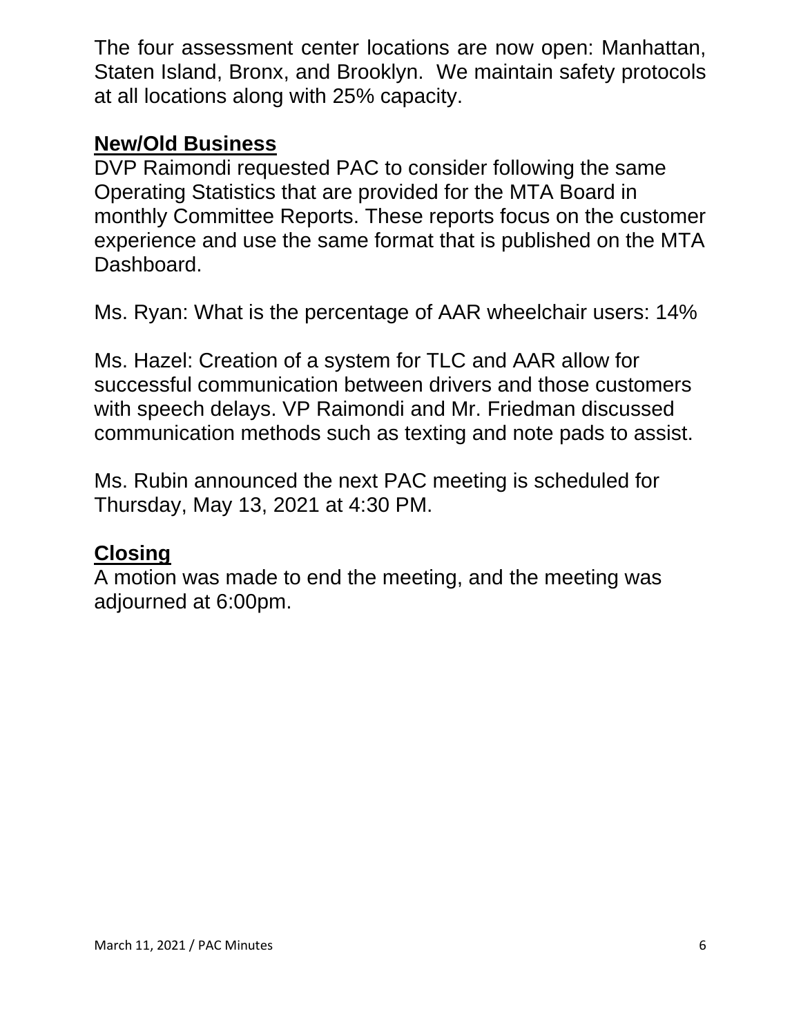The four assessment center locations are now open: Manhattan, Staten Island, Bronx, and Brooklyn. We maintain safety protocols at all locations along with 25% capacity.

**New/Old Business**

DVP Raimondi requested PAC to consider following the same Operating Statistics that are provided for the MTA Board in monthly Committee Reports. These reports focus on the customer experience and use the same format that is published on the MTA Dashboard.

Ms. Ryan: What is the percentage of AAR wheelchair users: 14%

Ms. Hazel: Creation of a system for TLC and AAR allow for successful communication between drivers and those customers with speech delays. VP Raimondi and Mr. Friedman discussed communication methods such as texting and note pads to assist.

Ms. Rubin announced the next PAC meeting is scheduled for Thursday, May 13, 2021 at 4:30 PM.

**Closing**

A motion was made to end the meeting, and the meeting was adjourned at 6:00pm.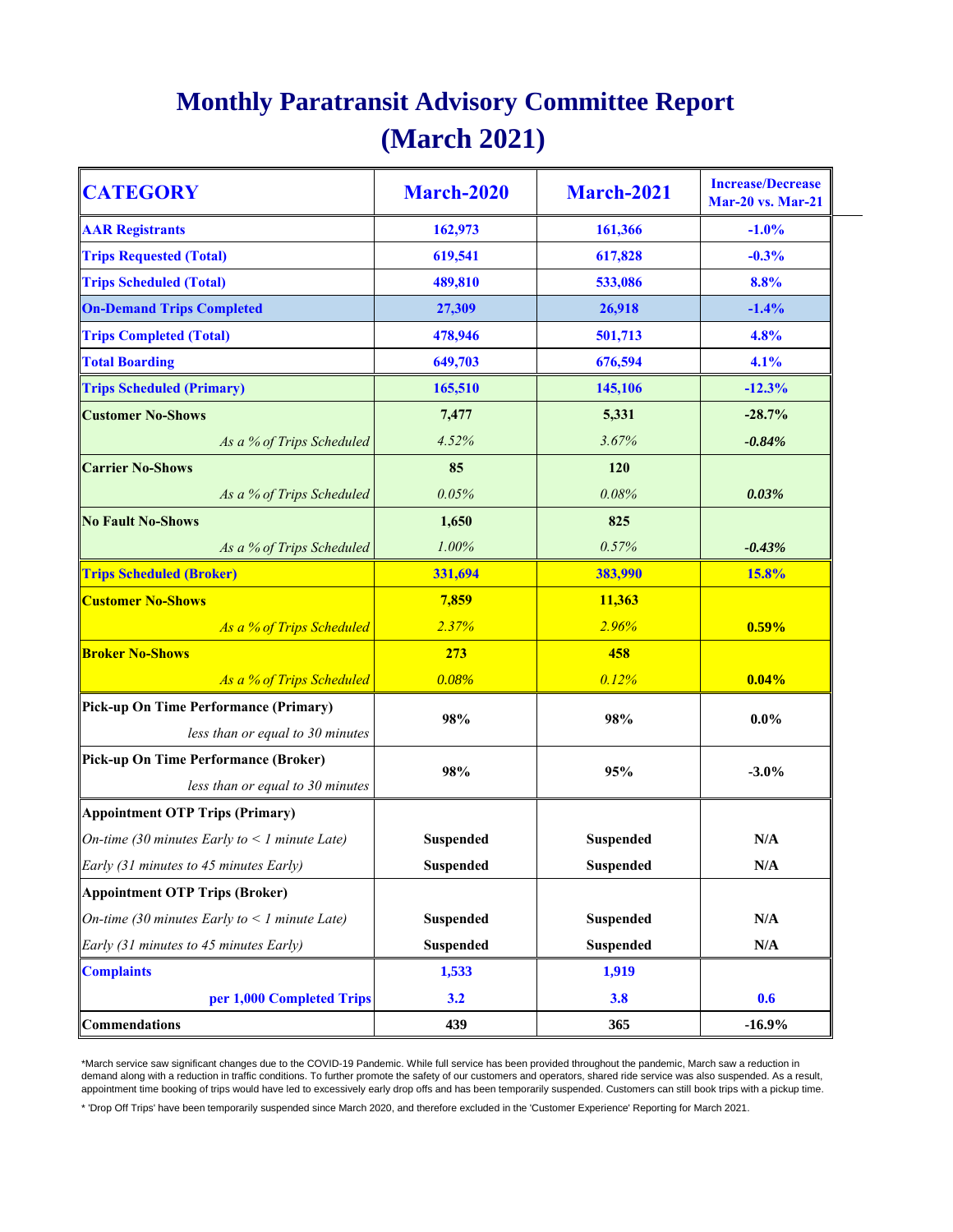# Monthly Paratransit Advisory Committee Report (March 2021)

| CATEGORY | March-2020 | March-2021 | Increase/Decrease Mar-20 vs. Mar-21 |
|---|---|---|---|
| **AAR Registrants** | 162,973 | 161,366 | -1.0% |
| **Trips Requested (Total)** | 619,541 | 617,828 | -0.3% |
| **Trips Scheduled (Total)** | 489,810 | 533,086 | 8.8% |
| **On-Demand Trips Completed** | 27,309 | 26,918 | -1.4% |
| **Trips Completed (Total)** | 478,946 | 501,713 | 4.8% |
| **Total Boarding** | 649,703 | 676,594 | 4.1% |
| **Trips Scheduled (Primary)** | 165,510 | 145,106 | -12.3% |
| **Customer No-Shows** | 7,477 | 5,331 | -28.7% |
| *As a % of Trips Scheduled* | *4.52%* | *3.67%* | ***-0.84%*** |
| **Carrier No-Shows** | 85 | 120 | |
| *As a % of Trips Scheduled* | *0.05%* | *0.08%* | ***0.03%*** |
| **No Fault No-Shows** | 1,650 | 825 | |
| *As a % of Trips Scheduled* | *1.00%* | *0.57%* | ***-0.43%*** |
| **Trips Scheduled (Broker)** | 331,694 | 383,990 | 15.8% |
| **Customer No-Shows** | 7,859 | 11,363 | |
| *As a % of Trips Scheduled* | *2.37%* | *2.96%* | **0.59%** |
| **Broker No-Shows** | 273 | 458 | |
| *As a % of Trips Scheduled* | *0.08%* | *0.12%* | **0.04%** |
| **Pick-up On Time Performance (Primary)** *less than or equal to 30 minutes* | 98% | 98% | 0.0% |
| **Pick-up On Time Performance (Broker)** *less than or equal to 30 minutes* | 98% | 95% | -3.0% |
| **Appointment OTP Trips (Primary)** | | | |
| *On-time (30 minutes Early to < 1 minute Late)* | Suspended | Suspended | N/A |
| *Early (31 minutes to 45 minutes Early)* | Suspended | Suspended | N/A |
| **Appointment OTP Trips (Broker)** | | | |
| *On-time (30 minutes Early to < 1 minute Late)* | Suspended | Suspended | N/A |
| *Early (31 minutes to 45 minutes Early)* | Suspended | Suspended | N/A |
| **Complaints** | 1,533 | 1,919 | |
| **per 1,000 Completed Trips** | 3.2 | 3.8 | 0.6 |
| **Commendations** | 439 | 365 | -16.9% |

*March service saw significant changes due to the COVID-19 Pandemic. While full service has been provided throughout the pandemic, March saw a reduction in demand along with a reduction in traffic conditions. To further promote the safety of our customers and operators, shared ride service was also suspended. As a result, appointment time booking of trips would have led to excessively early drop offs and has been temporarily suspended. Customers can still book trips with a pickup time.

* 'Drop Off Trips' have been temporarily suspended since March 2020, and therefore excluded in the 'Customer Experience' Reporting for March 2021.